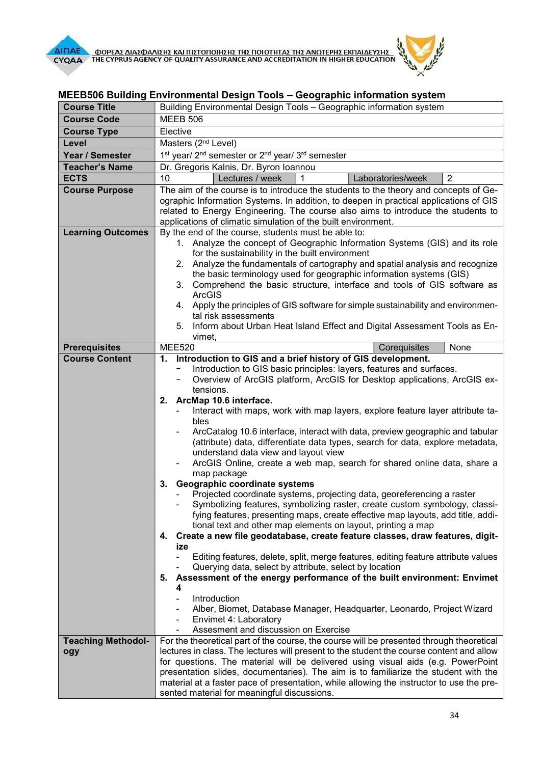## MEEB506 Building Environmental Design Tools – Geographic information system

| Course Title | Building Environmental Design Tools – Geographic information system | | | |
|---|---|---|---|---|
| Course Code | MEEB 506 | | | |
| Course Type | Elective | | | |
| Level | Masters (2nd Level) | | | |
| Year / Semester | 1st year/ 2nd semester or 2nd year/ 3rd semester | | | |
| Teacher's Name | Dr. Gregoris Kalnis, Dr. Byron Ioannou | | | |
| ECTS | 10 | Lectures / week 1 | Laboratories/week | 2 |
| Course Purpose | The aim of the course is to introduce the students to the theory and concepts of Geographic Information Systems. In addition, to deepen in practical applications of GIS related to Energy Engineering. The course also aims to introduce the students to applications of climatic simulation of the built environment. | | | |
| Learning Outcomes | By the end of the course, students must be able to:<br>1. Analyze the concept of Geographic Information Systems (GIS) and its role for the sustainability in the built environment<br>2. Analyze the fundamentals of cartography and spatial analysis and recognize the basic terminology used for geographic information systems (GIS)<br>3. Comprehend the basic structure, interface and tools of GIS software as ArcGIS<br>4. Apply the principles of GIS software for simple sustainability and environmental risk assessments<br>5. Inform about Urban Heat Island Effect and Digital Assessment Tools as Envimet, | | | |
| Prerequisites | MEE520 | | Corequisites | None |
| Course Content | **1. Introduction to GIS and a brief history of GIS development.**<br>− Introduction to GIS basic principles: layers, features and surfaces.<br>− Overview of ArcGIS platform, ArcGIS for Desktop applications, ArcGIS extensions.<br>**2. ArcMap 10.6 interface.**<br>- Interact with maps, work with map layers, explore feature layer attribute tables<br>- ArcCatalog 10.6 interface, interact with data, preview geographic and tabular (attribute) data, differentiate data types, search for data, explore metadata, understand data view and layout view<br>- ArcGIS Online, create a web map, search for shared online data, share a map package<br>**3. Geographic coordinate systems**<br>- Projected coordinate systems, projecting data, georeferencing a raster<br>- Symbolizing features, symbolizing raster, create custom symbology, classifying features, presenting maps, create effective map layouts, add title, additional text and other map elements on layout, printing a map<br>**4. Create a new file geodatabase, create feature classes, draw features, digitize**<br>- Editing features, delete, split, merge features, editing feature attribute values<br>- Querying data, select by attribute, select by location<br>**5. Assessment of the energy performance of the built environment: Envimet 4**<br>- Introduction<br>- Alber, Biomet, Database Manager, Headquarter, Leonardo, Project Wizard<br>- Envimet 4: Laboratory<br>- Assesment and discussion on Exercise | | | |
| Teaching Methodology | For the theoretical part of the course, the course will be presented through theoretical lectures in class. The lectures will present to the student the course content and allow for questions. The material will be delivered using visual aids (e.g. PowerPoint presentation slides, documentaries). The aim is to familiarize the student with the material at a faster pace of presentation, while allowing the instructor to use the presented material for meaningful discussions. | | | |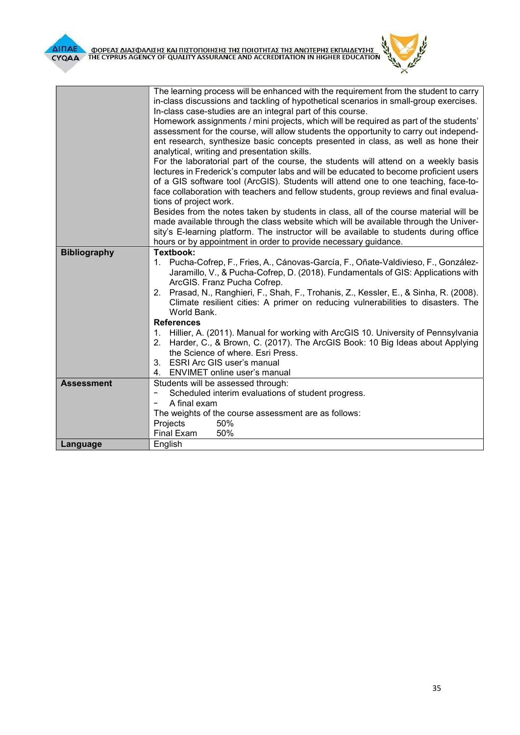| | |
|---|---|
| | The learning process will be enhanced with the requirement from the student to carry in-class discussions and tackling of hypothetical scenarios in small-group exercises. In-class case-studies are an integral part of this course.<br>Homework assignments / mini projects, which will be required as part of the students' assessment for the course, will allow students the opportunity to carry out independent research, synthesize basic concepts presented in class, as well as hone their analytical, writing and presentation skills.<br>For the laboratorial part of the course, the students will attend on a weekly basis lectures in Frederick's computer labs and will be educated to become proficient users of a GIS software tool (ArcGIS). Students will attend one to one teaching, face-to-face collaboration with teachers and fellow students, group reviews and final evaluations of project work.<br>Besides from the notes taken by students in class, all of the course material will be made available through the class website which will be available through the University's E-learning platform. The instructor will be available to students during office hours or by appointment in order to provide necessary guidance. |
| **Bibliography** | **Textbook:**<br>1. Pucha-Cofrep, F., Fries, A., Cánovas-García, F., Oñate-Valdivieso, F., González-Jaramillo, V., & Pucha-Cofrep, D. (2018). Fundamentals of GIS: Applications with ArcGIS. Franz Pucha Cofrep.<br>2. Prasad, N., Ranghieri, F., Shah, F., Trohanis, Z., Kessler, E., & Sinha, R. (2008). Climate resilient cities: A primer on reducing vulnerabilities to disasters. The World Bank.<br>**References**<br>1. Hillier, A. (2011). Manual for working with ArcGIS 10. University of Pennsylvania<br>2. Harder, C., & Brown, C. (2017). The ArcGIS Book: 10 Big Ideas about Applying the Science of where. Esri Press.<br>3. ESRI Arc GIS user's manual<br>4. ENVIMET online user's manual |
| **Assessment** | Students will be assessed through:<br>- Scheduled interim evaluations of student progress.<br>- A final exam<br>The weights of the course assessment are as follows:<br>Projects 50%<br>Final Exam 50% |
| **Language** | English |